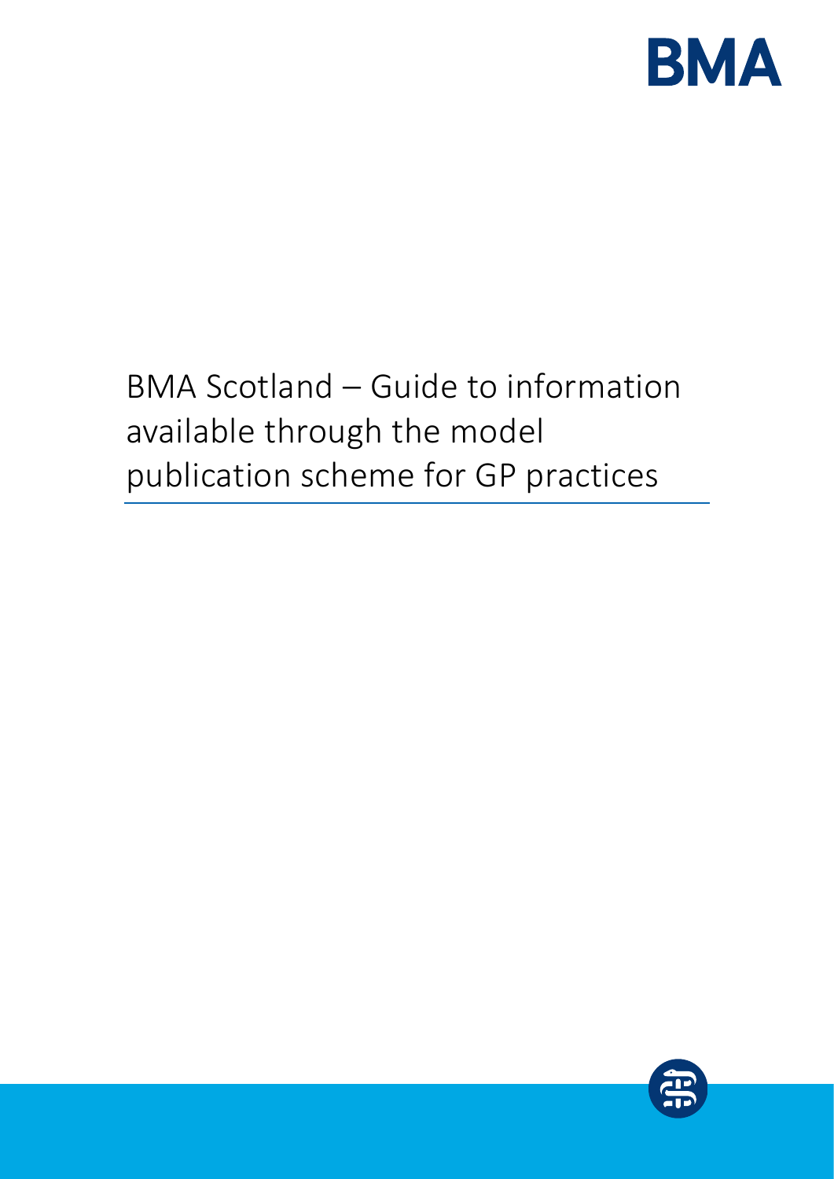BMA

# BMA Scotland – Guide to information available through the model publication scheme for GP practices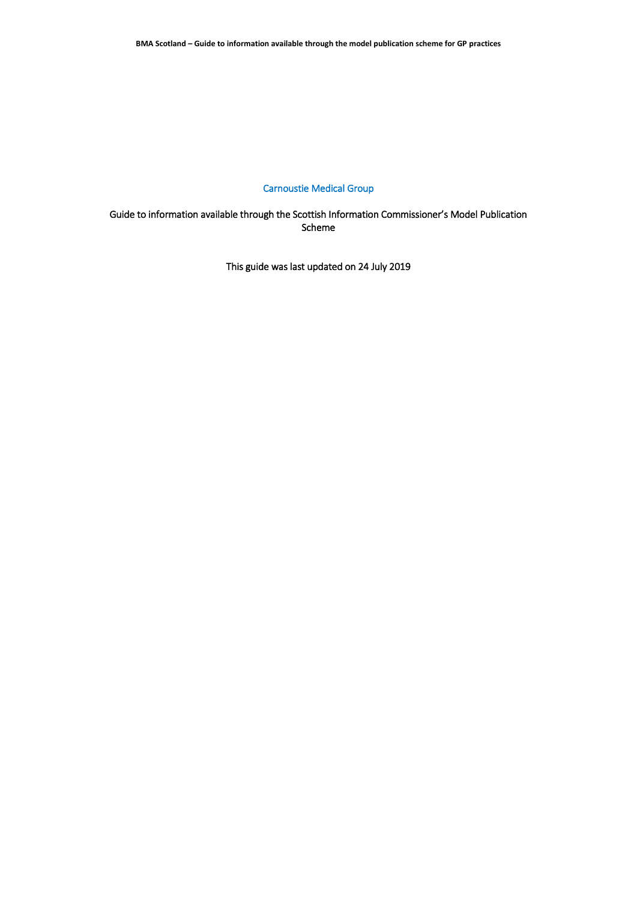# Carnoustie Medical Group

Guide to information available through the Scottish Information Commissioner's Model Publication Scheme

This guide was last updated on 24 July 2019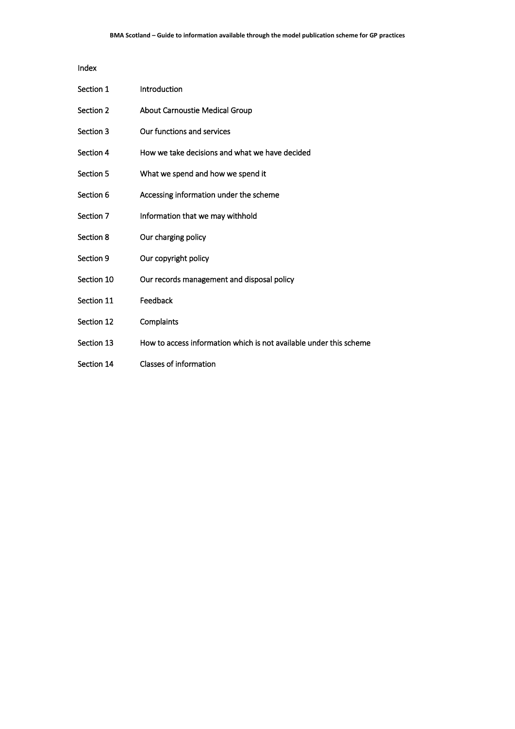Index

| | |
|---|---|
| Section 1 | Introduction |
| Section 2 | About Carnoustie Medical Group |
| Section 3 | Our functions and services |
| Section 4 | How we take decisions and what we have decided |
| Section 5 | What we spend and how we spend it |
| Section 6 | Accessing information under the scheme |
| Section 7 | Information that we may withhold |
| Section 8 | Our charging policy |
| Section 9 | Our copyright policy |
| Section 10 | Our records management and disposal policy |
| Section 11 | Feedback |
| Section 12 | Complaints |
| Section 13 | How to access information which is not available under this scheme |
| Section 14 | Classes of information |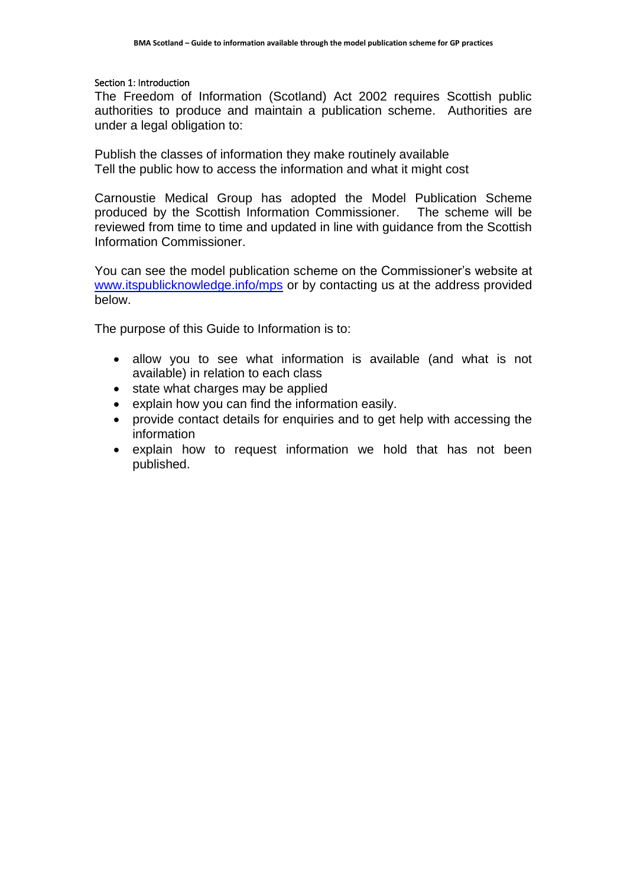## Section 1: Introduction

The Freedom of Information (Scotland) Act 2002 requires Scottish public authorities to produce and maintain a publication scheme. Authorities are under a legal obligation to:

Publish the classes of information they make routinely available
Tell the public how to access the information and what it might cost

Carnoustie Medical Group has adopted the Model Publication Scheme produced by the Scottish Information Commissioner. The scheme will be reviewed from time to time and updated in line with guidance from the Scottish Information Commissioner.

You can see the model publication scheme on the Commissioner's website at [www.itspublicknowledge.info/mps](http://www.itspublicknowledge.info/mps) or by contacting us at the address provided below.

The purpose of this Guide to Information is to:

- allow you to see what information is available (and what is not available) in relation to each class
- state what charges may be applied
- explain how you can find the information easily.
- provide contact details for enquiries and to get help with accessing the information
- explain how to request information we hold that has not been published.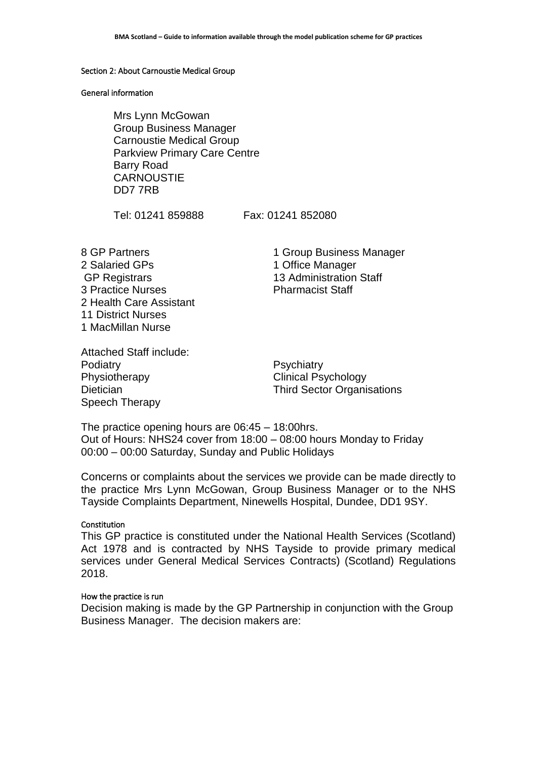## Section 2: About Carnoustie Medical Group

### General information

Mrs Lynn McGowan
Group Business Manager
Carnoustie Medical Group
Parkview Primary Care Centre
Barry Road
CARNOUSTIE
DD7 7RB

Tel: 01241 859888 Fax: 01241 852080

8 GP Partners
2 Salaried GPs
GP Registrars
3 Practice Nurses
2 Health Care Assistant
11 District Nurses
1 MacMillan Nurse

1 Group Business Manager
1 Office Manager
13 Administration Staff
Pharmacist Staff

Attached Staff include:

Podiatry
Physiotherapy
Dietician
Speech Therapy

Psychiatry
Clinical Psychology
Third Sector Organisations

The practice opening hours are 06:45 – 18:00hrs.
Out of Hours: NHS24 cover from 18:00 – 08:00 hours Monday to Friday
00:00 – 00:00 Saturday, Sunday and Public Holidays

Concerns or complaints about the services we provide can be made directly to the practice Mrs Lynn McGowan, Group Business Manager or to the NHS Tayside Complaints Department, Ninewells Hospital, Dundee, DD1 9SY.

### Constitution

This GP practice is constituted under the National Health Services (Scotland) Act 1978 and is contracted by NHS Tayside to provide primary medical services under General Medical Services Contracts) (Scotland) Regulations 2018.

### How the practice is run

Decision making is made by the GP Partnership in conjunction with the Group Business Manager. The decision makers are: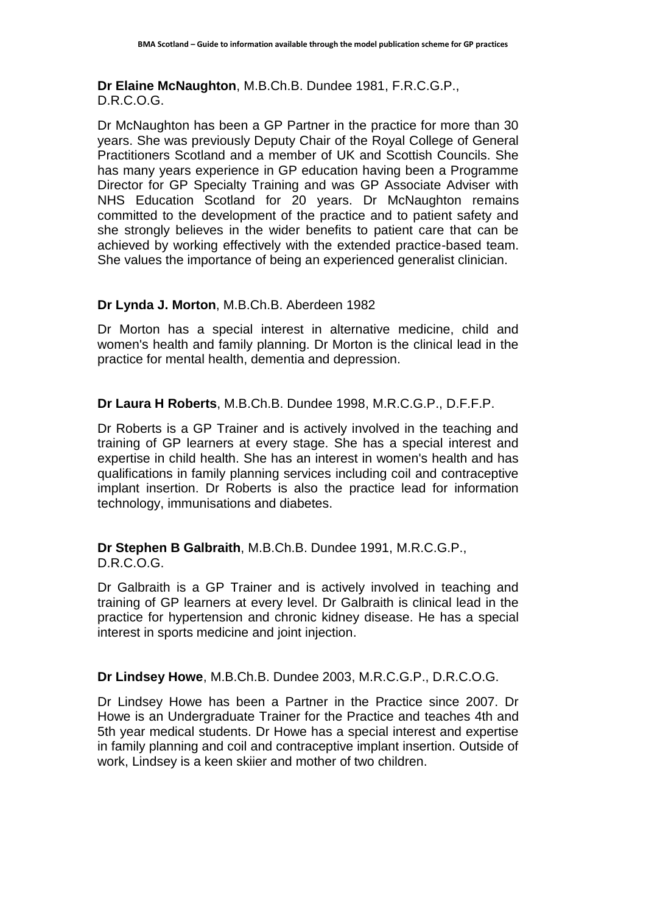**Dr Elaine McNaughton**, M.B.Ch.B. Dundee 1981, F.R.C.G.P., D.R.C.O.G.

Dr McNaughton has been a GP Partner in the practice for more than 30 years. She was previously Deputy Chair of the Royal College of General Practitioners Scotland and a member of UK and Scottish Councils. She has many years experience in GP education having been a Programme Director for GP Specialty Training and was GP Associate Adviser with NHS Education Scotland for 20 years. Dr McNaughton remains committed to the development of the practice and to patient safety and she strongly believes in the wider benefits to patient care that can be achieved by working effectively with the extended practice-based team. She values the importance of being an experienced generalist clinician.

**Dr Lynda J. Morton**, M.B.Ch.B. Aberdeen 1982

Dr Morton has a special interest in alternative medicine, child and women's health and family planning. Dr Morton is the clinical lead in the practice for mental health, dementia and depression.

**Dr Laura H Roberts**, M.B.Ch.B. Dundee 1998, M.R.C.G.P., D.F.F.P.

Dr Roberts is a GP Trainer and is actively involved in the teaching and training of GP learners at every stage. She has a special interest and expertise in child health. She has an interest in women's health and has qualifications in family planning services including coil and contraceptive implant insertion. Dr Roberts is also the practice lead for information technology, immunisations and diabetes.

**Dr Stephen B Galbraith**, M.B.Ch.B. Dundee 1991, M.R.C.G.P., D.R.C.O.G.

Dr Galbraith is a GP Trainer and is actively involved in teaching and training of GP learners at every level. Dr Galbraith is clinical lead in the practice for hypertension and chronic kidney disease. He has a special interest in sports medicine and joint injection.

**Dr Lindsey Howe**, M.B.Ch.B. Dundee 2003, M.R.C.G.P., D.R.C.O.G.

Dr Lindsey Howe has been a Partner in the Practice since 2007. Dr Howe is an Undergraduate Trainer for the Practice and teaches 4th and 5th year medical students. Dr Howe has a special interest and expertise in family planning and coil and contraceptive implant insertion. Outside of work, Lindsey is a keen skiier and mother of two children.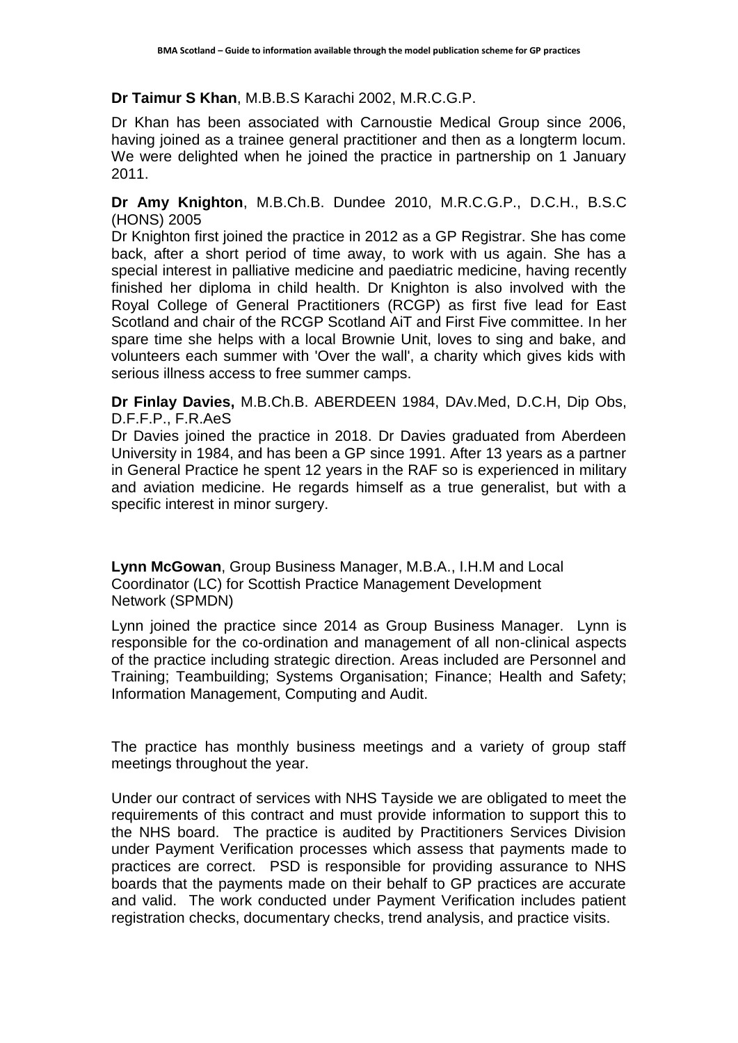**Dr Taimur S Khan**, M.B.B.S Karachi 2002, M.R.C.G.P.

Dr Khan has been associated with Carnoustie Medical Group since 2006, having joined as a trainee general practitioner and then as a longterm locum. We were delighted when he joined the practice in partnership on 1 January 2011.

**Dr Amy Knighton**, M.B.Ch.B. Dundee 2010, M.R.C.G.P., D.C.H., B.S.C (HONS) 2005

Dr Knighton first joined the practice in 2012 as a GP Registrar. She has come back, after a short period of time away, to work with us again. She has a special interest in palliative medicine and paediatric medicine, having recently finished her diploma in child health. Dr Knighton is also involved with the Royal College of General Practitioners (RCGP) as first five lead for East Scotland and chair of the RCGP Scotland AiT and First Five committee. In her spare time she helps with a local Brownie Unit, loves to sing and bake, and volunteers each summer with 'Over the wall', a charity which gives kids with serious illness access to free summer camps.

**Dr Finlay Davies,** M.B.Ch.B. ABERDEEN 1984, DAv.Med, D.C.H, Dip Obs, D.F.F.P., F.R.AeS

Dr Davies joined the practice in 2018. Dr Davies graduated from Aberdeen University in 1984, and has been a GP since 1991. After 13 years as a partner in General Practice he spent 12 years in the RAF so is experienced in military and aviation medicine. He regards himself as a true generalist, but with a specific interest in minor surgery.

**Lynn McGowan**, Group Business Manager, M.B.A., I.H.M and Local Coordinator (LC) for Scottish Practice Management Development Network (SPMDN)

Lynn joined the practice since 2014 as Group Business Manager. Lynn is responsible for the co-ordination and management of all non-clinical aspects of the practice including strategic direction. Areas included are Personnel and Training; Teambuilding; Systems Organisation; Finance; Health and Safety; Information Management, Computing and Audit.

The practice has monthly business meetings and a variety of group staff meetings throughout the year.

Under our contract of services with NHS Tayside we are obligated to meet the requirements of this contract and must provide information to support this to the NHS board. The practice is audited by Practitioners Services Division under Payment Verification processes which assess that payments made to practices are correct. PSD is responsible for providing assurance to NHS boards that the payments made on their behalf to GP practices are accurate and valid. The work conducted under Payment Verification includes patient registration checks, documentary checks, trend analysis, and practice visits.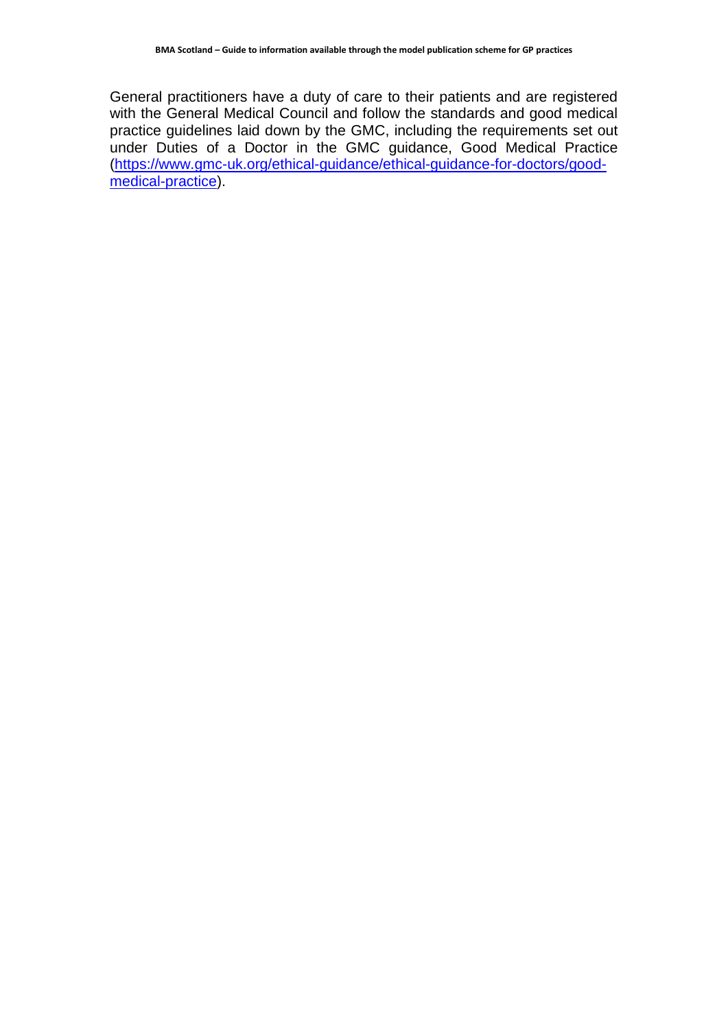General practitioners have a duty of care to their patients and are registered with the General Medical Council and follow the standards and good medical practice guidelines laid down by the GMC, including the requirements set out under Duties of a Doctor in the GMC guidance, Good Medical Practice (https://www.gmc-uk.org/ethical-guidance/ethical-guidance-for-doctors/good-medical-practice).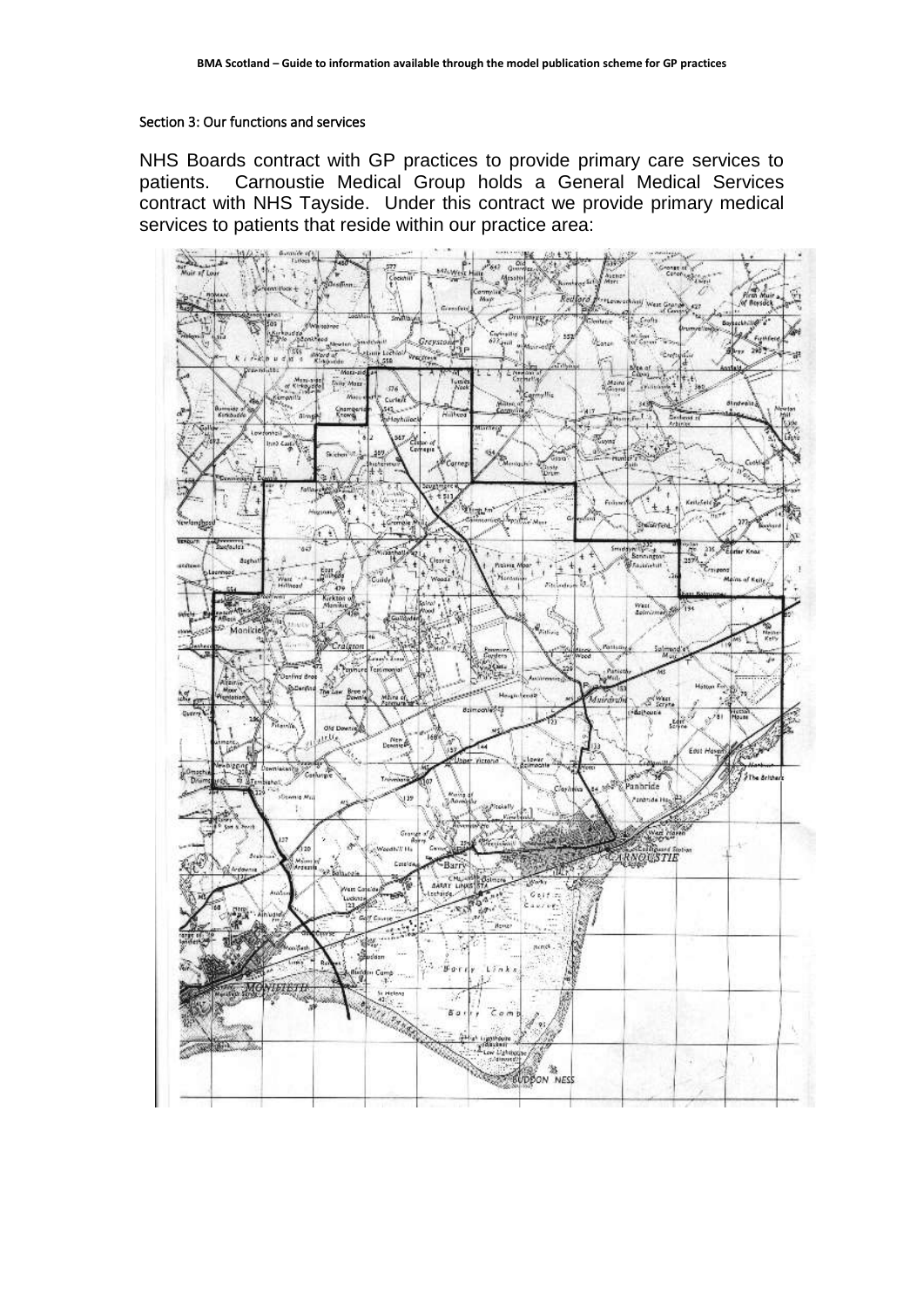### Section 3: Our functions and services

NHS Boards contract with GP practices to provide primary care services to patients. Carnoustie Medical Group holds a General Medical Services contract with NHS Tayside. Under this contract we provide primary medical services to patients that reside within our practice area: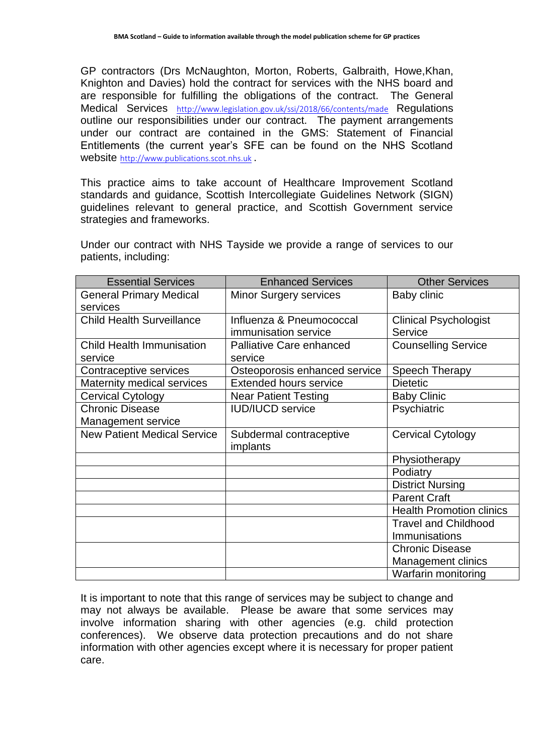GP contractors (Drs McNaughton, Morton, Roberts, Galbraith, Howe,Khan, Knighton and Davies) hold the contract for services with the NHS board and are responsible for fulfilling the obligations of the contract. The General Medical Services http://www.legislation.gov.uk/ssi/2018/66/contents/made Regulations outline our responsibilities under our contract. The payment arrangements under our contract are contained in the GMS: Statement of Financial Entitlements (the current year's SFE can be found on the NHS Scotland website http://www.publications.scot.nhs.uk .

This practice aims to take account of Healthcare Improvement Scotland standards and guidance, Scottish Intercollegiate Guidelines Network (SIGN) guidelines relevant to general practice, and Scottish Government service strategies and frameworks.

Under our contract with NHS Tayside we provide a range of services to our patients, including:

| Essential Services | Enhanced Services | Other Services |
|---|---|---|
| General Primary Medical services | Minor Surgery services | Baby clinic |
| Child Health Surveillance | Influenza & Pneumococcal immunisation service | Clinical Psychologist Service |
| Child Health Immunisation service | Palliative Care enhanced service | Counselling Service |
| Contraceptive services | Osteoporosis enhanced service | Speech Therapy |
| Maternity medical services | Extended hours service | Dietetic |
| Cervical Cytology | Near Patient Testing | Baby Clinic |
| Chronic Disease Management service | IUD/IUCD service | Psychiatric |
| New Patient Medical Service | Subdermal contraceptive implants | Cervical Cytology |
| | | Physiotherapy |
| | | Podiatry |
| | | District Nursing |
| | | Parent Craft |
| | | Health Promotion clinics |
| | | Travel and Childhood Immunisations |
| | | Chronic Disease Management clinics |
| | | Warfarin monitoring |

It is important to note that this range of services may be subject to change and may not always be available. Please be aware that some services may involve information sharing with other agencies (e.g. child protection conferences). We observe data protection precautions and do not share information with other agencies except where it is necessary for proper patient care.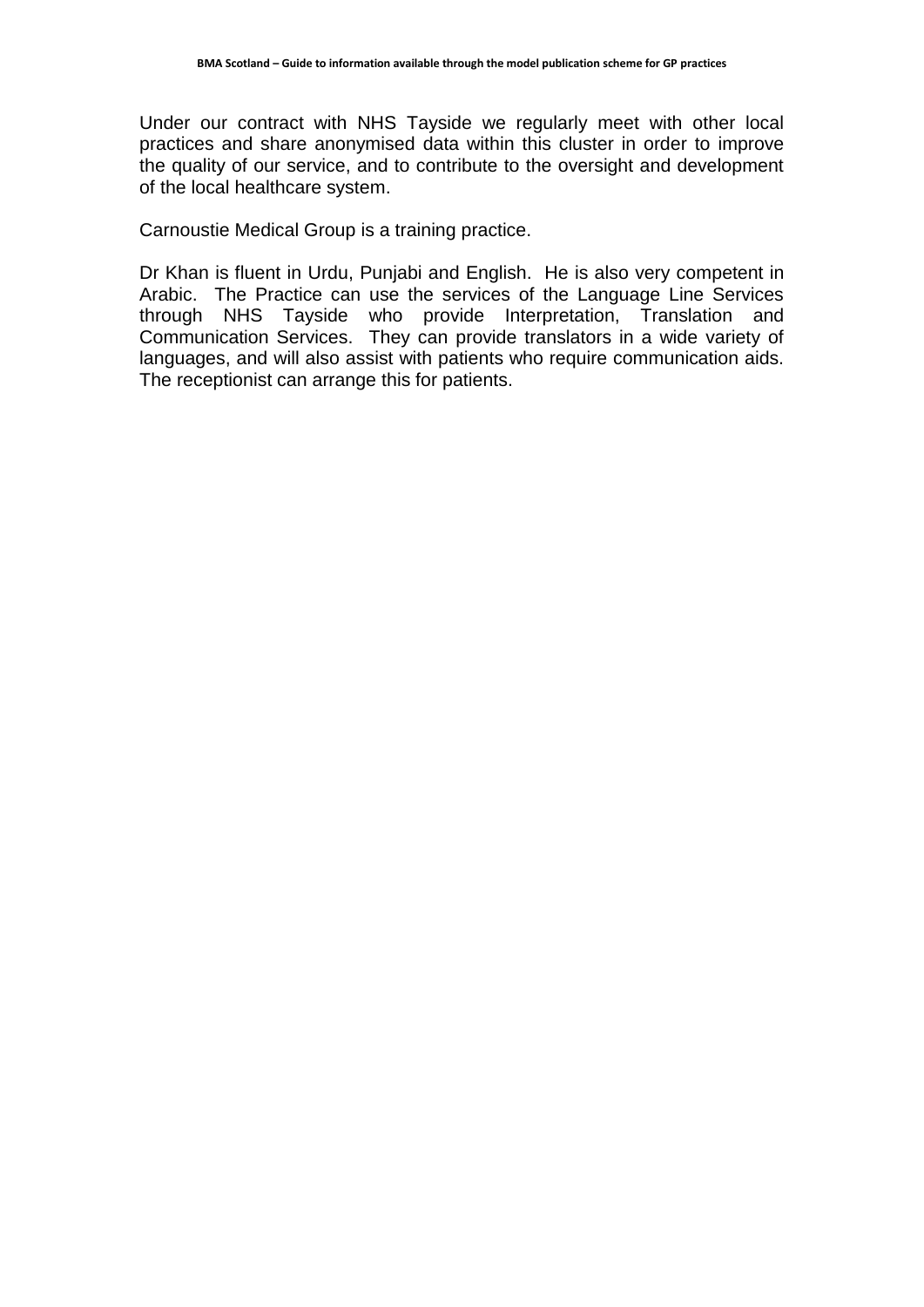Under our contract with NHS Tayside we regularly meet with other local practices and share anonymised data within this cluster in order to improve the quality of our service, and to contribute to the oversight and development of the local healthcare system.

Carnoustie Medical Group is a training practice.

Dr Khan is fluent in Urdu, Punjabi and English. He is also very competent in Arabic. The Practice can use the services of the Language Line Services through NHS Tayside who provide Interpretation, Translation and Communication Services. They can provide translators in a wide variety of languages, and will also assist with patients who require communication aids. The receptionist can arrange this for patients.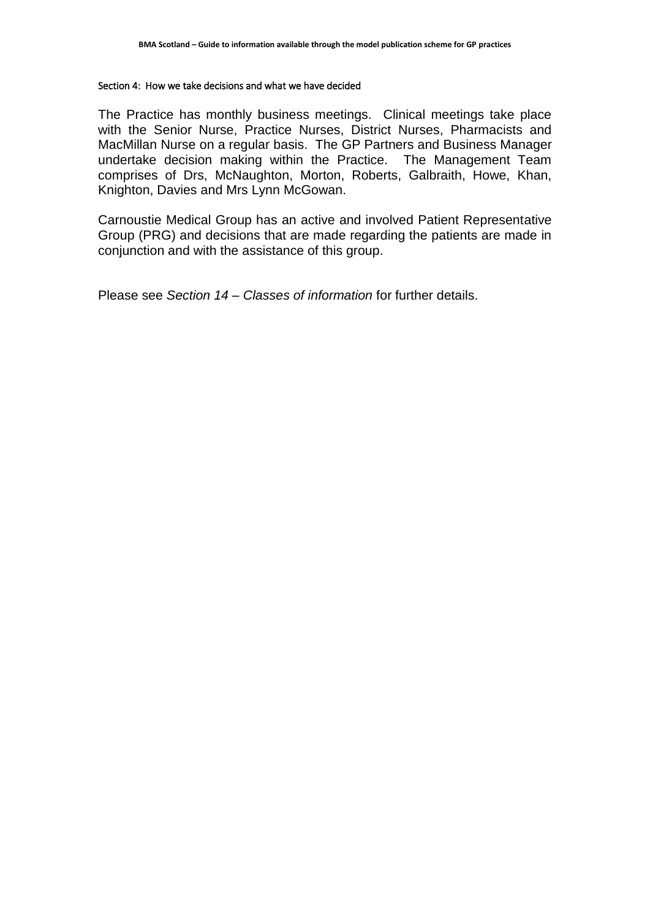### Section 4: How we take decisions and what we have decided

The Practice has monthly business meetings. Clinical meetings take place with the Senior Nurse, Practice Nurses, District Nurses, Pharmacists and MacMillan Nurse on a regular basis. The GP Partners and Business Manager undertake decision making within the Practice. The Management Team comprises of Drs, McNaughton, Morton, Roberts, Galbraith, Howe, Khan, Knighton, Davies and Mrs Lynn McGowan.

Carnoustie Medical Group has an active and involved Patient Representative Group (PRG) and decisions that are made regarding the patients are made in conjunction and with the assistance of this group.

Please see *Section 14 – Classes of information* for further details.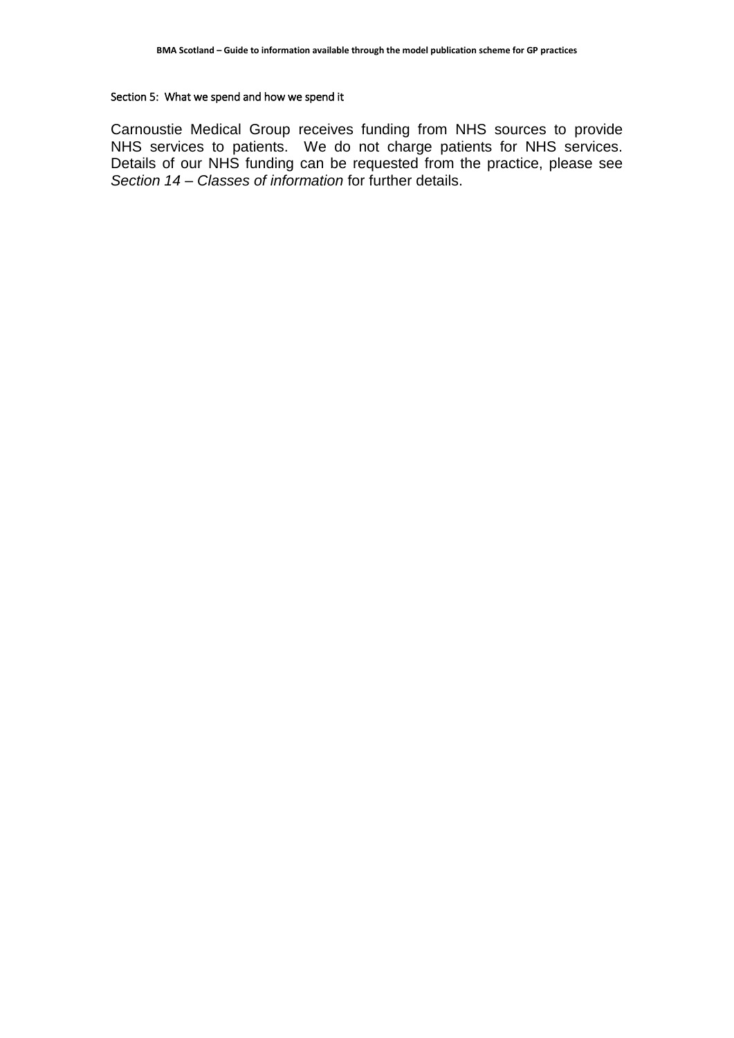## Section 5: What we spend and how we spend it

Carnoustie Medical Group receives funding from NHS sources to provide NHS services to patients. We do not charge patients for NHS services. Details of our NHS funding can be requested from the practice, please see *Section 14 – Classes of information* for further details.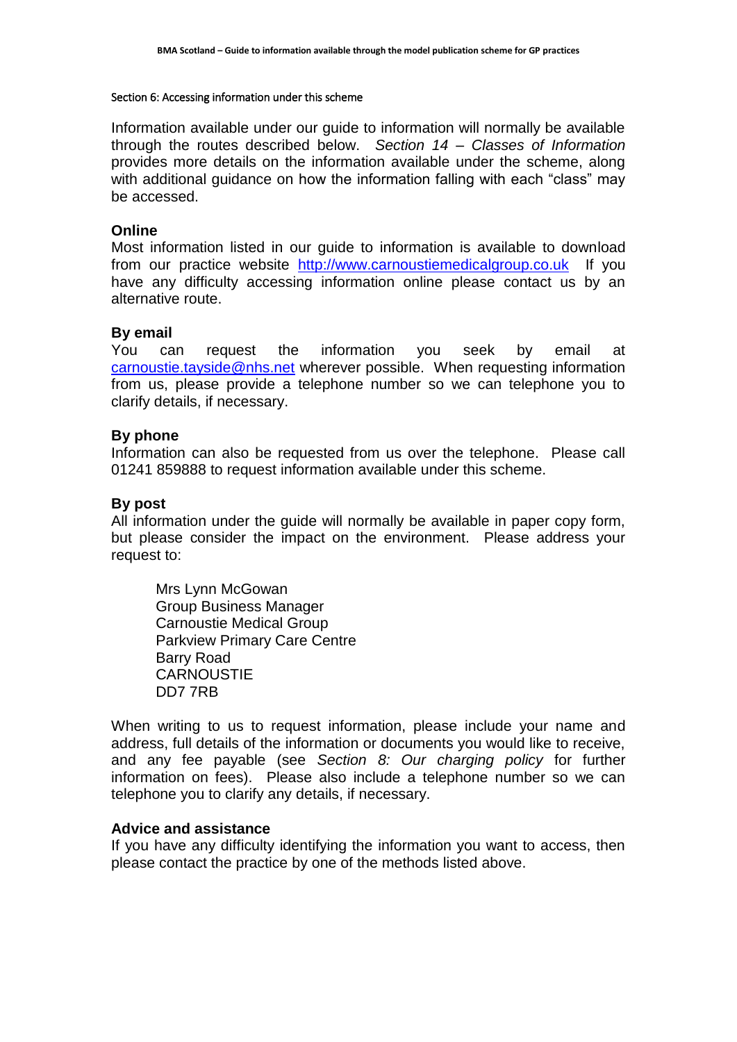## Section 6: Accessing information under this scheme

Information available under our guide to information will normally be available through the routes described below. *Section 14 – Classes of Information* provides more details on the information available under the scheme, along with additional guidance on how the information falling with each "class" may be accessed.

**Online**

Most information listed in our guide to information is available to download from our practice website http://www.carnoustiemedicalgroup.co.uk If you have any difficulty accessing information online please contact us by an alternative route.

**By email**

You can request the information you seek by email at carnoustie.tayside@nhs.net wherever possible. When requesting information from us, please provide a telephone number so we can telephone you to clarify details, if necessary.

**By phone**

Information can also be requested from us over the telephone. Please call 01241 859888 to request information available under this scheme.

**By post**

All information under the guide will normally be available in paper copy form, but please consider the impact on the environment. Please address your request to:

Mrs Lynn McGowan
Group Business Manager
Carnoustie Medical Group
Parkview Primary Care Centre
Barry Road
CARNOUSTIE
DD7 7RB

When writing to us to request information, please include your name and address, full details of the information or documents you would like to receive, and any fee payable (see *Section 8: Our charging policy* for further information on fees). Please also include a telephone number so we can telephone you to clarify any details, if necessary.

**Advice and assistance**

If you have any difficulty identifying the information you want to access, then please contact the practice by one of the methods listed above.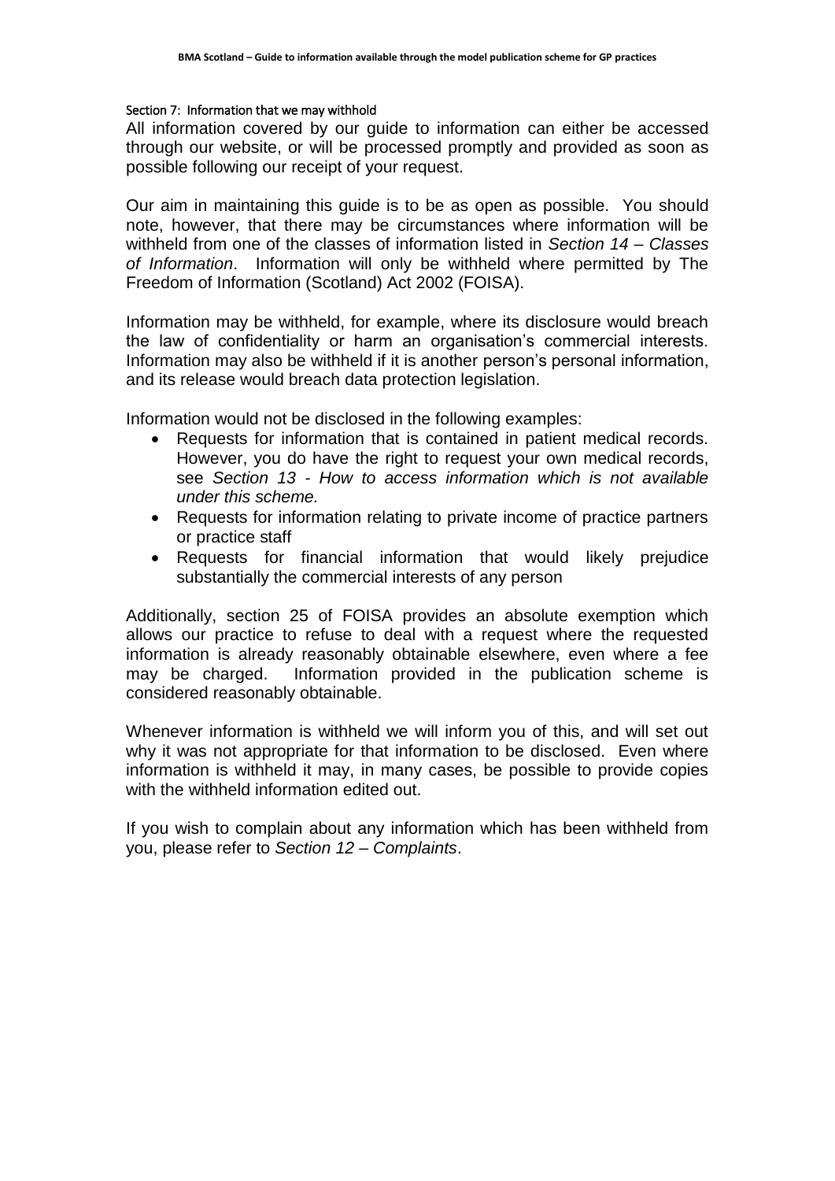## Section 7: Information that we may withhold

All information covered by our guide to information can either be accessed through our website, or will be processed promptly and provided as soon as possible following our receipt of your request.

Our aim in maintaining this guide is to be as open as possible. You should note, however, that there may be circumstances where information will be withheld from one of the classes of information listed in *Section 14 – Classes of Information*. Information will only be withheld where permitted by The Freedom of Information (Scotland) Act 2002 (FOISA).

Information may be withheld, for example, where its disclosure would breach the law of confidentiality or harm an organisation's commercial interests. Information may also be withheld if it is another person's personal information, and its release would breach data protection legislation.

Information would not be disclosed in the following examples:

- Requests for information that is contained in patient medical records. However, you do have the right to request your own medical records, see *Section 13 - How to access information which is not available under this scheme.*
- Requests for information relating to private income of practice partners or practice staff
- Requests for financial information that would likely prejudice substantially the commercial interests of any person

Additionally, section 25 of FOISA provides an absolute exemption which allows our practice to refuse to deal with a request where the requested information is already reasonably obtainable elsewhere, even where a fee may be charged. Information provided in the publication scheme is considered reasonably obtainable.

Whenever information is withheld we will inform you of this, and will set out why it was not appropriate for that information to be disclosed. Even where information is withheld it may, in many cases, be possible to provide copies with the withheld information edited out.

If you wish to complain about any information which has been withheld from you, please refer to *Section 12 – Complaints*.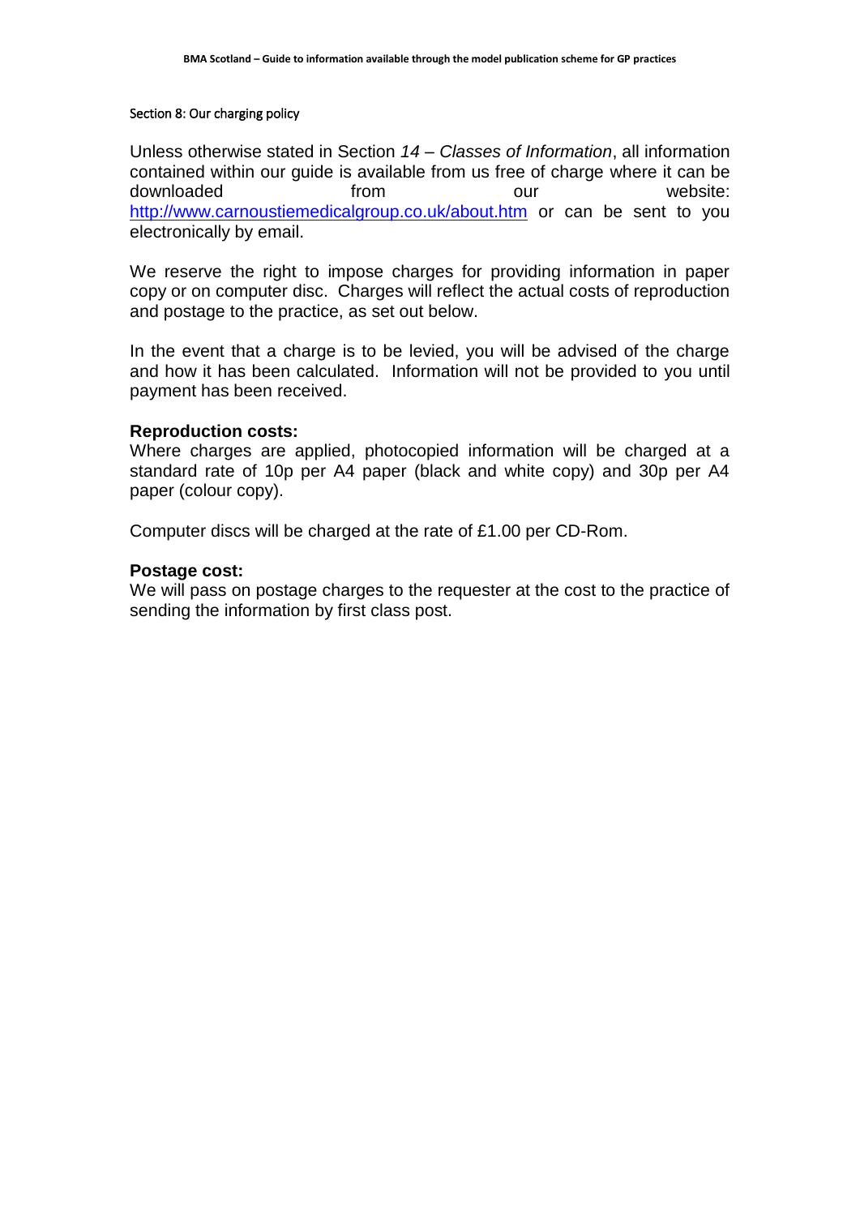Section 8: Our charging policy

Unless otherwise stated in Section *14 – Classes of Information*, all information contained within our guide is available from us free of charge where it can be downloaded from our website: http://www.carnoustiemedicalgroup.co.uk/about.htm or can be sent to you electronically by email.

We reserve the right to impose charges for providing information in paper copy or on computer disc. Charges will reflect the actual costs of reproduction and postage to the practice, as set out below.

In the event that a charge is to be levied, you will be advised of the charge and how it has been calculated. Information will not be provided to you until payment has been received.

**Reproduction costs:**
Where charges are applied, photocopied information will be charged at a standard rate of 10p per A4 paper (black and white copy) and 30p per A4 paper (colour copy).

Computer discs will be charged at the rate of £1.00 per CD-Rom.

**Postage cost:**
We will pass on postage charges to the requester at the cost to the practice of sending the information by first class post.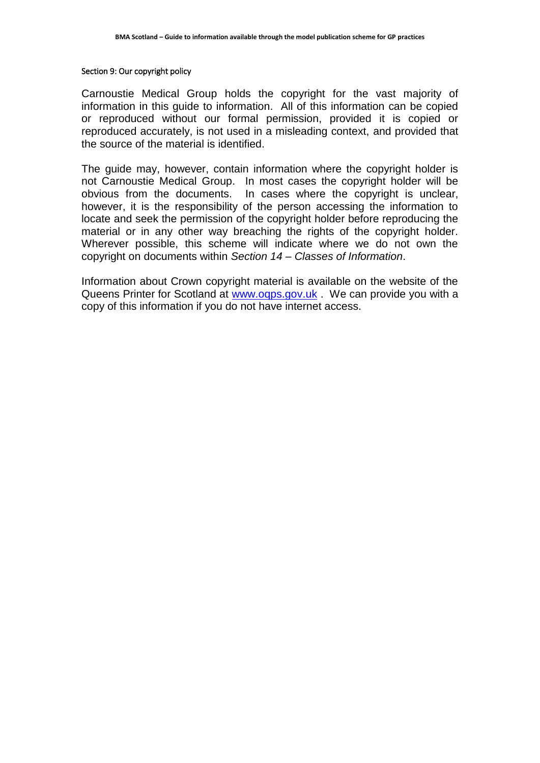## Section 9: Our copyright policy

Carnoustie Medical Group holds the copyright for the vast majority of information in this guide to information. All of this information can be copied or reproduced without our formal permission, provided it is copied or reproduced accurately, is not used in a misleading context, and provided that the source of the material is identified.

The guide may, however, contain information where the copyright holder is not Carnoustie Medical Group. In most cases the copyright holder will be obvious from the documents. In cases where the copyright is unclear, however, it is the responsibility of the person accessing the information to locate and seek the permission of the copyright holder before reproducing the material or in any other way breaching the rights of the copyright holder. Wherever possible, this scheme will indicate where we do not own the copyright on documents within *Section 14 – Classes of Information*.

Information about Crown copyright material is available on the website of the Queens Printer for Scotland at [www.oqps.gov.uk](http://www.oqps.gov.uk) . We can provide you with a copy of this information if you do not have internet access.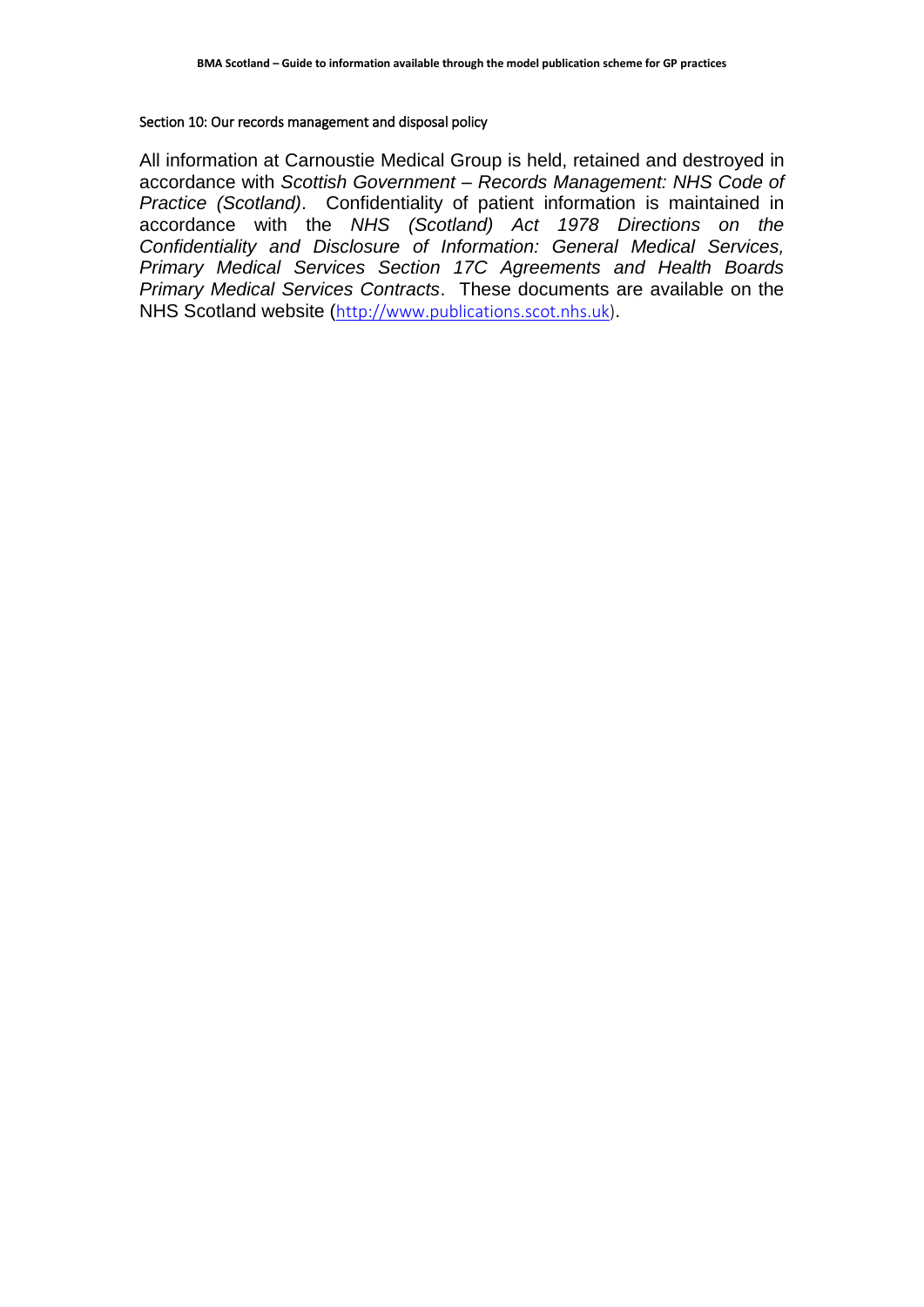Section 10: Our records management and disposal policy

All information at Carnoustie Medical Group is held, retained and destroyed in accordance with *Scottish Government – Records Management: NHS Code of Practice (Scotland)*. Confidentiality of patient information is maintained in accordance with the *NHS (Scotland) Act 1978 Directions on the Confidentiality and Disclosure of Information: General Medical Services, Primary Medical Services Section 17C Agreements and Health Boards Primary Medical Services Contracts*. These documents are available on the NHS Scotland website (http://www.publications.scot.nhs.uk).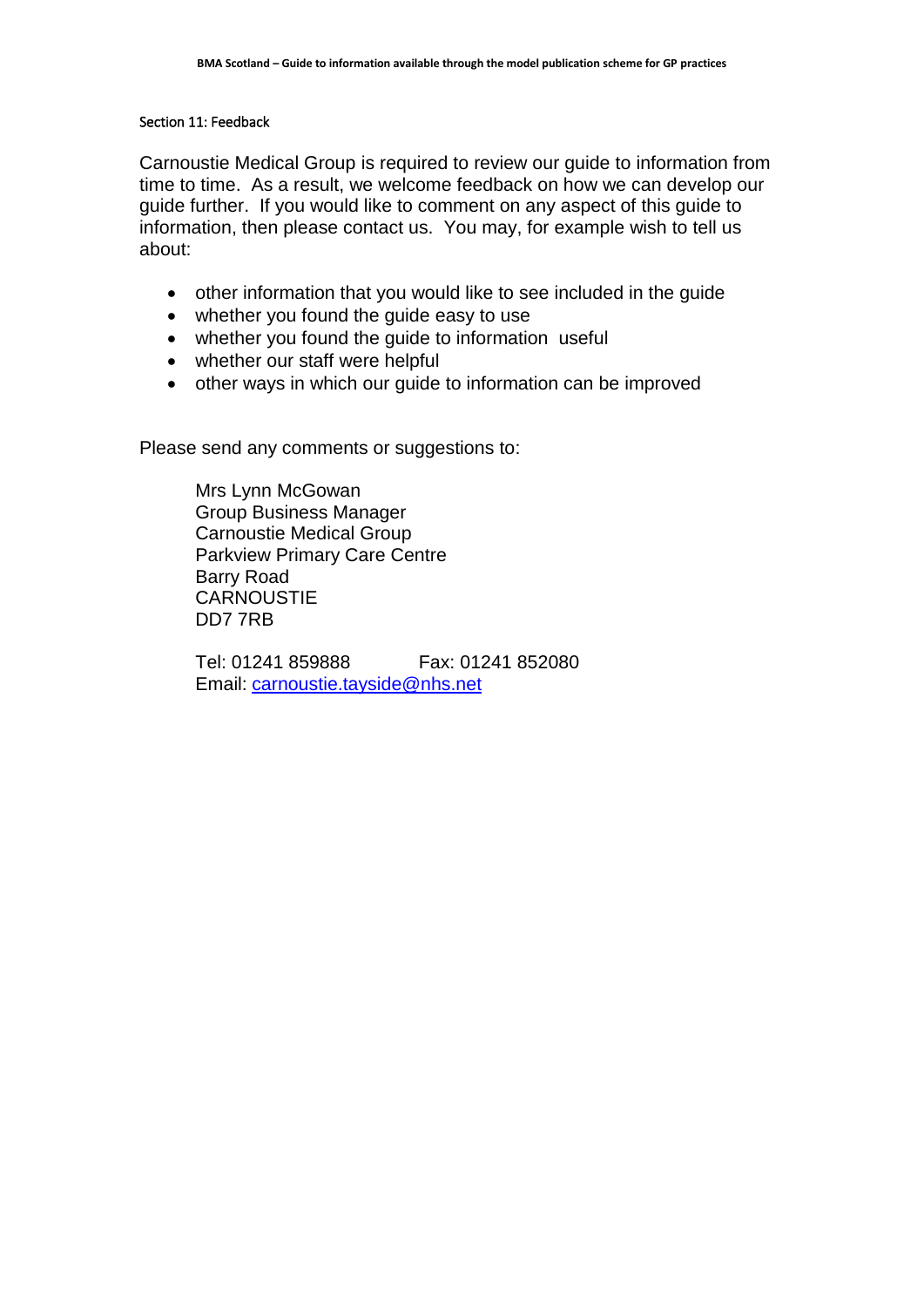## Section 11: Feedback

Carnoustie Medical Group is required to review our guide to information from time to time. As a result, we welcome feedback on how we can develop our guide further. If you would like to comment on any aspect of this guide to information, then please contact us. You may, for example wish to tell us about:

- other information that you would like to see included in the guide
- whether you found the guide easy to use
- whether you found the guide to information useful
- whether our staff were helpful
- other ways in which our guide to information can be improved

Please send any comments or suggestions to:

Mrs Lynn McGowan  
Group Business Manager  
Carnoustie Medical Group  
Parkview Primary Care Centre  
Barry Road  
CARNOUSTIE  
DD7 7RB

Tel: 01241 859888 Fax: 01241 852080  
Email: carnoustie.tayside@nhs.net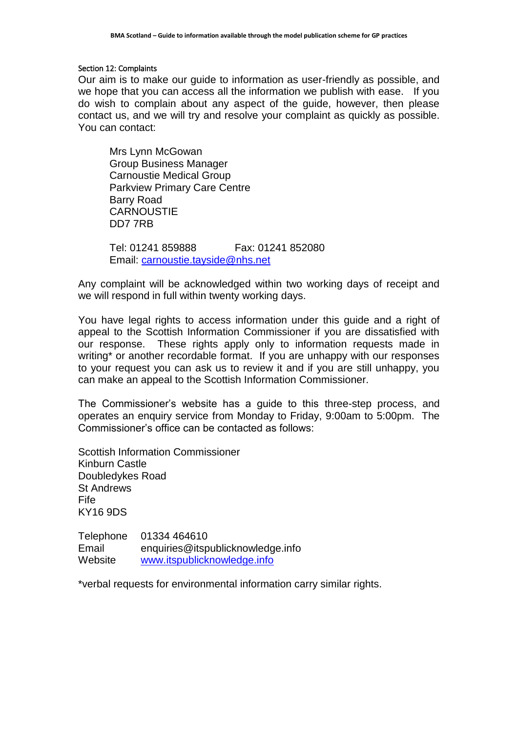## Section 12: Complaints

Our aim is to make our guide to information as user-friendly as possible, and we hope that you can access all the information we publish with ease. If you do wish to complain about any aspect of the guide, however, then please contact us, and we will try and resolve your complaint as quickly as possible. You can contact:

Mrs Lynn McGowan
Group Business Manager
Carnoustie Medical Group
Parkview Primary Care Centre
Barry Road
CARNOUSTIE
DD7 7RB

Tel: 01241 859888 Fax: 01241 852080
Email: carnoustie.tayside@nhs.net

Any complaint will be acknowledged within two working days of receipt and we will respond in full within twenty working days.

You have legal rights to access information under this guide and a right of appeal to the Scottish Information Commissioner if you are dissatisfied with our response. These rights apply only to information requests made in writing* or another recordable format. If you are unhappy with our responses to your request you can ask us to review it and if you are still unhappy, you can make an appeal to the Scottish Information Commissioner.

The Commissioner's website has a guide to this three-step process, and operates an enquiry service from Monday to Friday, 9:00am to 5:00pm. The Commissioner's office can be contacted as follows:

Scottish Information Commissioner
Kinburn Castle
Doubledykes Road
St Andrews
Fife
KY16 9DS

Telephone 01334 464610
Email enquiries@itspublicknowledge.info
Website www.itspublicknowledge.info

*verbal requests for environmental information carry similar rights.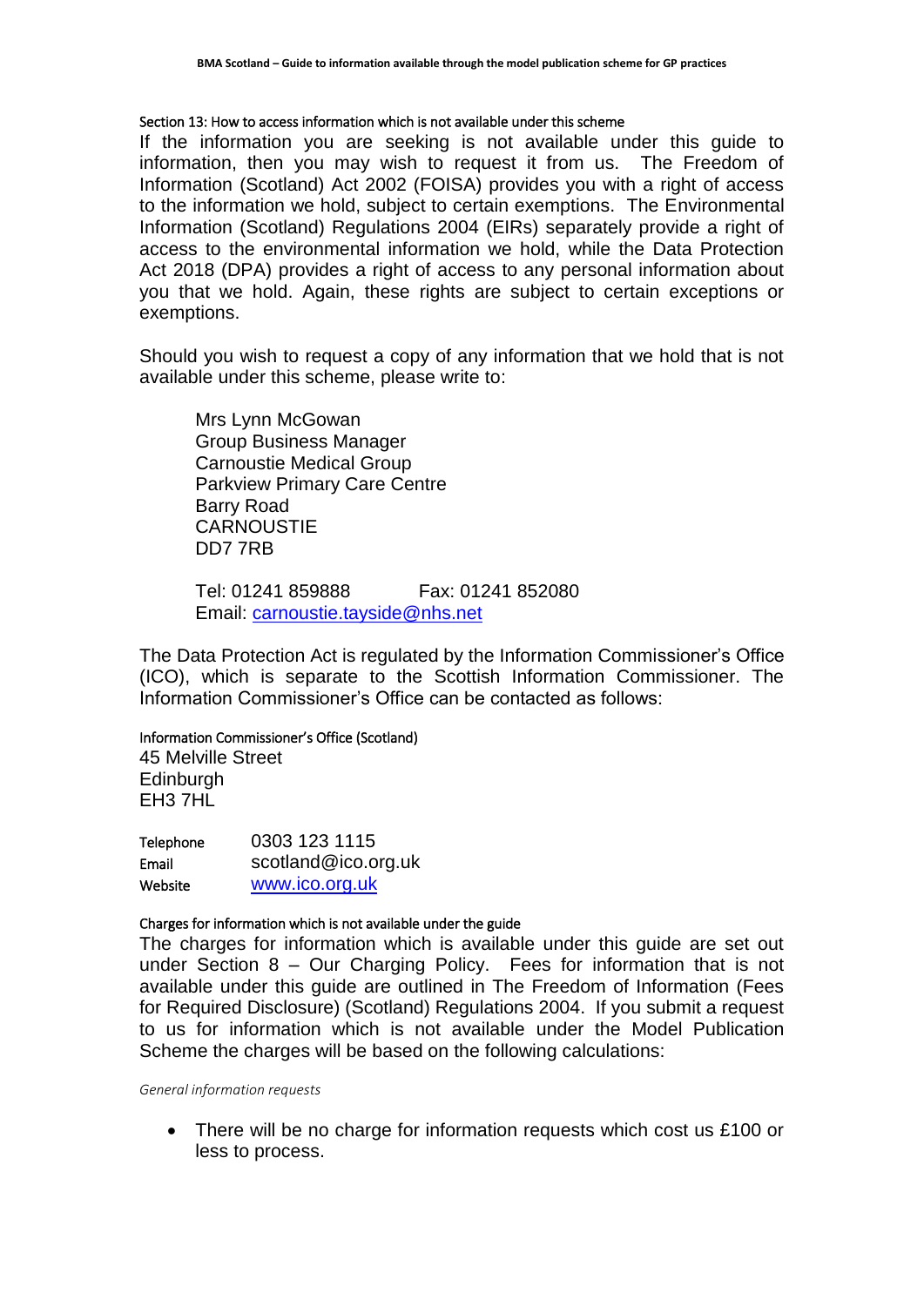### Section 13: How to access information which is not available under this scheme

If the information you are seeking is not available under this guide to information, then you may wish to request it from us. The Freedom of Information (Scotland) Act 2002 (FOISA) provides you with a right of access to the information we hold, subject to certain exemptions. The Environmental Information (Scotland) Regulations 2004 (EIRs) separately provide a right of access to the environmental information we hold, while the Data Protection Act 2018 (DPA) provides a right of access to any personal information about you that we hold. Again, these rights are subject to certain exceptions or exemptions.

Should you wish to request a copy of any information that we hold that is not available under this scheme, please write to:

> Mrs Lynn McGowan
> Group Business Manager
> Carnoustie Medical Group
> Parkview Primary Care Centre
> Barry Road
> CARNOUSTIE
> DD7 7RB
>
> Tel: 01241 859888 Fax: 01241 852080
> Email: [carnoustie.tayside@nhs.net](mailto:carnoustie.tayside@nhs.net)

The Data Protection Act is regulated by the Information Commissioner's Office (ICO), which is separate to the Scottish Information Commissioner. The Information Commissioner's Office can be contacted as follows:

Information Commissioner's Office (Scotland)
45 Melville Street
Edinburgh
EH3 7HL

| | |
|---|---|
| Telephone | 0303 123 1115 |
| Email | scotland@ico.org.uk |
| Website | [www.ico.org.uk](http://www.ico.org.uk) |

### Charges for information which is not available under the guide

The charges for information which is available under this guide are set out under Section 8 – Our Charging Policy. Fees for information that is not available under this guide are outlined in The Freedom of Information (Fees for Required Disclosure) (Scotland) Regulations 2004. If you submit a request to us for information which is not available under the Model Publication Scheme the charges will be based on the following calculations:

*General information requests*

- There will be no charge for information requests which cost us £100 or less to process.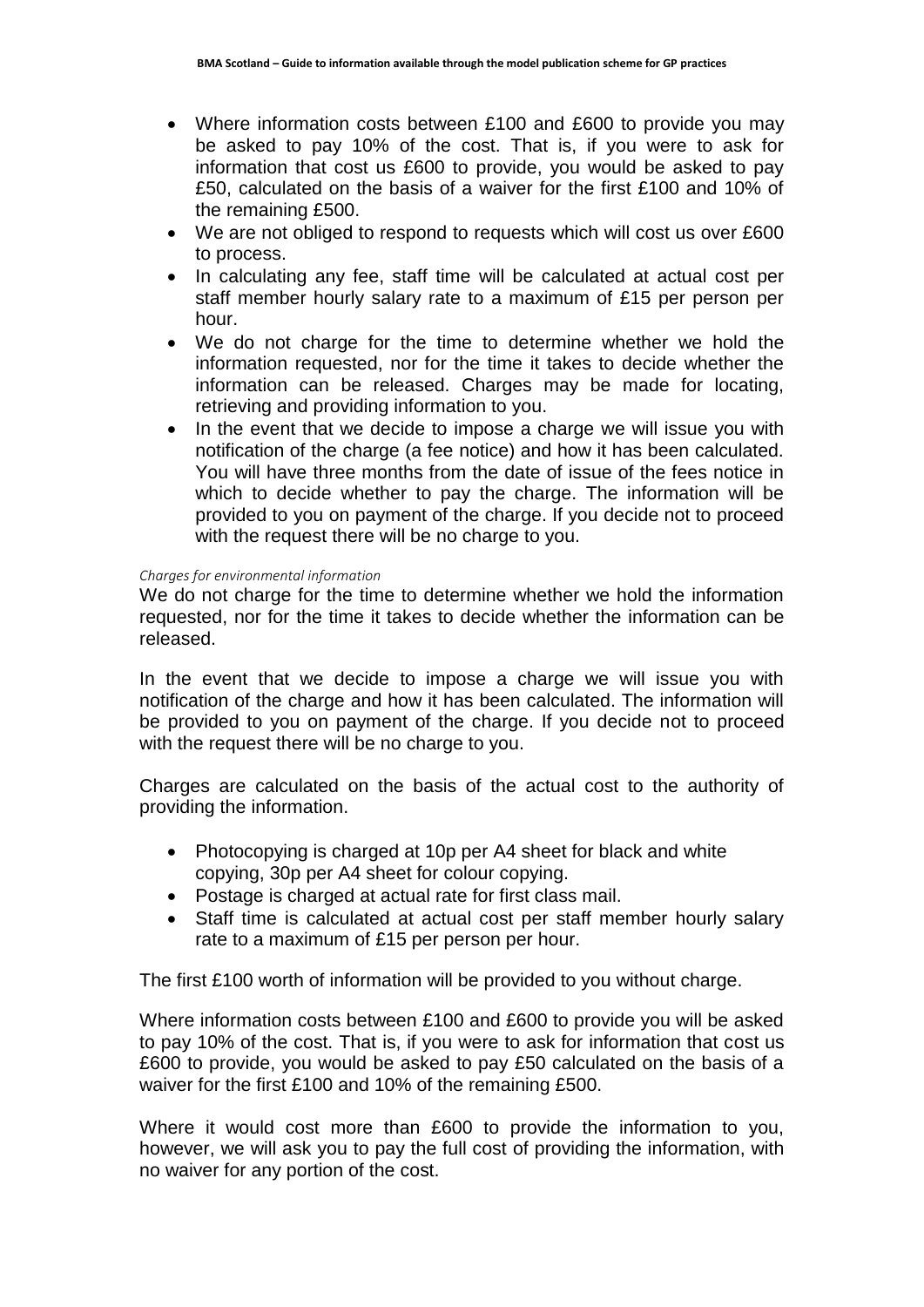- Where information costs between £100 and £600 to provide you may be asked to pay 10% of the cost. That is, if you were to ask for information that cost us £600 to provide, you would be asked to pay £50, calculated on the basis of a waiver for the first £100 and 10% of the remaining £500.
- We are not obliged to respond to requests which will cost us over £600 to process.
- In calculating any fee, staff time will be calculated at actual cost per staff member hourly salary rate to a maximum of £15 per person per hour.
- We do not charge for the time to determine whether we hold the information requested, nor for the time it takes to decide whether the information can be released. Charges may be made for locating, retrieving and providing information to you.
- In the event that we decide to impose a charge we will issue you with notification of the charge (a fee notice) and how it has been calculated. You will have three months from the date of issue of the fees notice in which to decide whether to pay the charge. The information will be provided to you on payment of the charge. If you decide not to proceed with the request there will be no charge to you.

*Charges for environmental information*

We do not charge for the time to determine whether we hold the information requested, nor for the time it takes to decide whether the information can be released.

In the event that we decide to impose a charge we will issue you with notification of the charge and how it has been calculated. The information will be provided to you on payment of the charge. If you decide not to proceed with the request there will be no charge to you.

Charges are calculated on the basis of the actual cost to the authority of providing the information.

- Photocopying is charged at 10p per A4 sheet for black and white copying, 30p per A4 sheet for colour copying.
- Postage is charged at actual rate for first class mail.
- Staff time is calculated at actual cost per staff member hourly salary rate to a maximum of £15 per person per hour.

The first £100 worth of information will be provided to you without charge.

Where information costs between £100 and £600 to provide you will be asked to pay 10% of the cost. That is, if you were to ask for information that cost us £600 to provide, you would be asked to pay £50 calculated on the basis of a waiver for the first £100 and 10% of the remaining £500.

Where it would cost more than £600 to provide the information to you, however, we will ask you to pay the full cost of providing the information, with no waiver for any portion of the cost.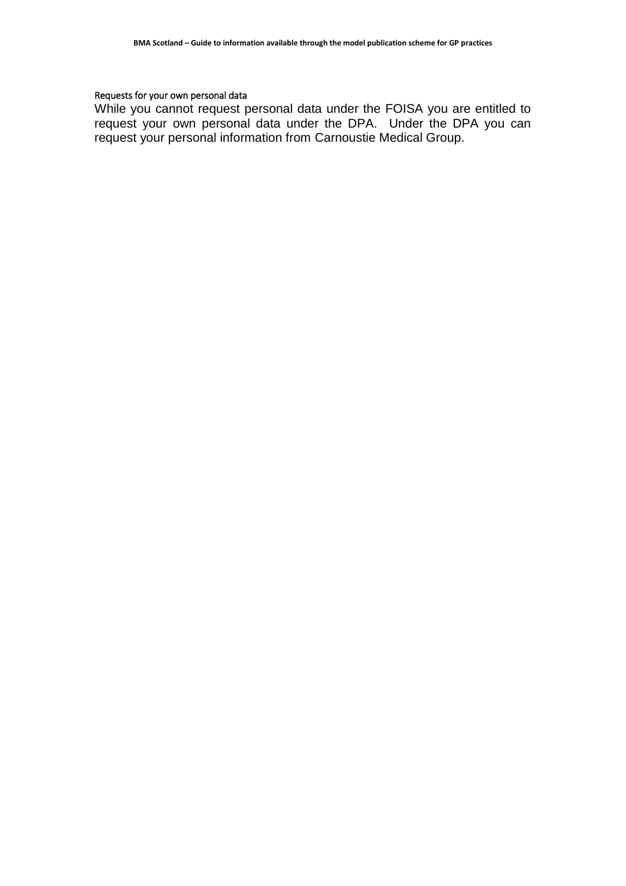### Requests for your own personal data

While you cannot request personal data under the FOISA you are entitled to request your own personal data under the DPA. Under the DPA you can request your personal information from Carnoustie Medical Group.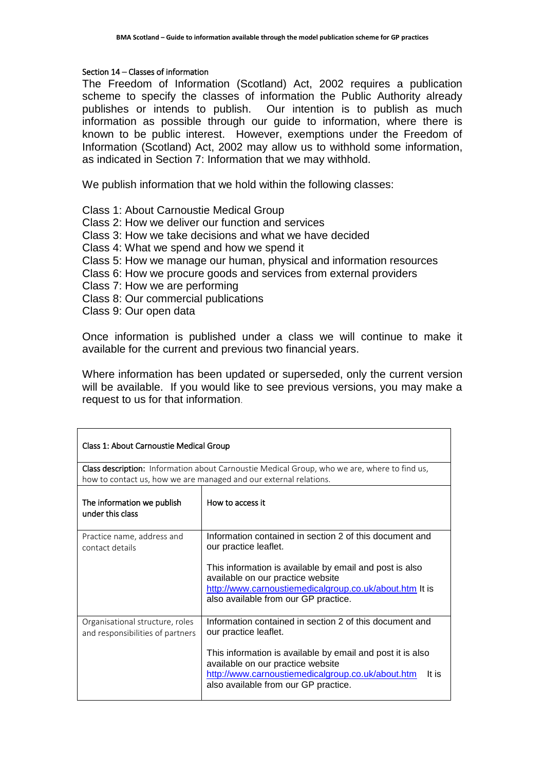## Section 14 – Classes of information

The Freedom of Information (Scotland) Act, 2002 requires a publication scheme to specify the classes of information the Public Authority already publishes or intends to publish. Our intention is to publish as much information as possible through our guide to information, where there is known to be public interest. However, exemptions under the Freedom of Information (Scotland) Act, 2002 may allow us to withhold some information, as indicated in Section 7: Information that we may withhold.

We publish information that we hold within the following classes:

Class 1: About Carnoustie Medical Group
Class 2: How we deliver our function and services
Class 3: How we take decisions and what we have decided
Class 4: What we spend and how we spend it
Class 5: How we manage our human, physical and information resources
Class 6: How we procure goods and services from external providers
Class 7: How we are performing
Class 8: Our commercial publications
Class 9: Our open data

Once information is published under a class we will continue to make it available for the current and previous two financial years.

Where information has been updated or superseded, only the current version will be available. If you would like to see previous versions, you may make a request to us for that information.

| Class 1: About Carnoustie Medical Group | |
|---|---|
| **Class description:** Information about Carnoustie Medical Group, who we are, where to find us, how to contact us, how we are managed and our external relations. | |
| The information we publish under this class | How to access it |
| Practice name, address and contact details | Information contained in section 2 of this document and our practice leaflet.<br><br>This information is available by email and post is also available on our practice website http://www.carnoustiemedicalgroup.co.uk/about.htm It is also available from our GP practice. |
| Organisational structure, roles and responsibilities of partners | Information contained in section 2 of this document and our practice leaflet.<br><br>This information is available by email and post it is also available on our practice website http://www.carnoustiemedicalgroup.co.uk/about.htm It is also available from our GP practice. |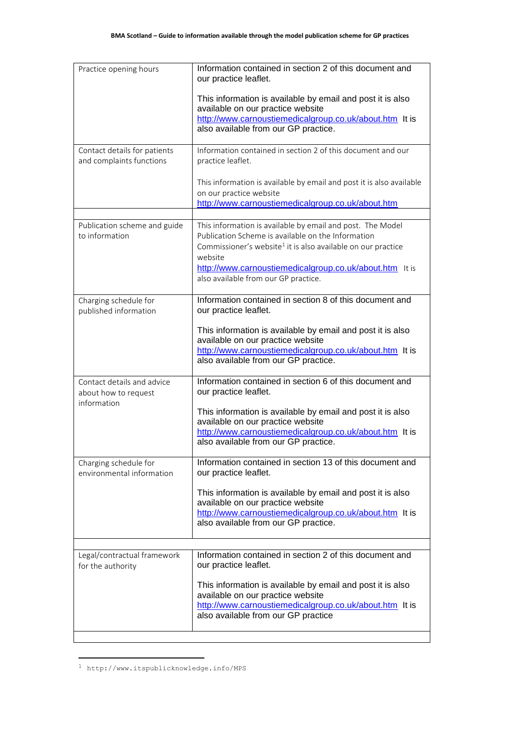| | |
|---|---|
| Practice opening hours | Information contained in section 2 of this document and our practice leaflet.<br><br>This information is available by email and post it is also available on our practice website http://www.carnoustiemedicalgroup.co.uk/about.htm It is also available from our GP practice. |
| Contact details for patients and complaints functions | Information contained in section 2 of this document and our practice leaflet.<br><br>This information is available by email and post it is also available on our practice website http://www.carnoustiemedicalgroup.co.uk/about.htm |
| | |
| Publication scheme and guide to information | This information is available by email and post. The Model Publication Scheme is available on the Information Commissioner's website[1] it is also available on our practice website http://www.carnoustiemedicalgroup.co.uk/about.htm It is also available from our GP practice. |
| Charging schedule for published information | Information contained in section 8 of this document and our practice leaflet.<br><br>This information is available by email and post it is also available on our practice website http://www.carnoustiemedicalgroup.co.uk/about.htm It is also available from our GP practice. |
| Contact details and advice about how to request information | Information contained in section 6 of this document and our practice leaflet.<br><br>This information is available by email and post it is also available on our practice website http://www.carnoustiemedicalgroup.co.uk/about.htm It is also available from our GP practice. |
| Charging schedule for environmental information | Information contained in section 13 of this document and our practice leaflet.<br><br>This information is available by email and post it is also available on our practice website http://www.carnoustiemedicalgroup.co.uk/about.htm It is also available from our GP practice. |
| | |
| Legal/contractual framework for the authority | Information contained in section 2 of this document and our practice leaflet.<br><br>This information is available by email and post it is also available on our practice website http://www.carnoustiemedicalgroup.co.uk/about.htm It is also available from our GP practice |
| | |

[1] http://www.itspublicknowledge.info/MPS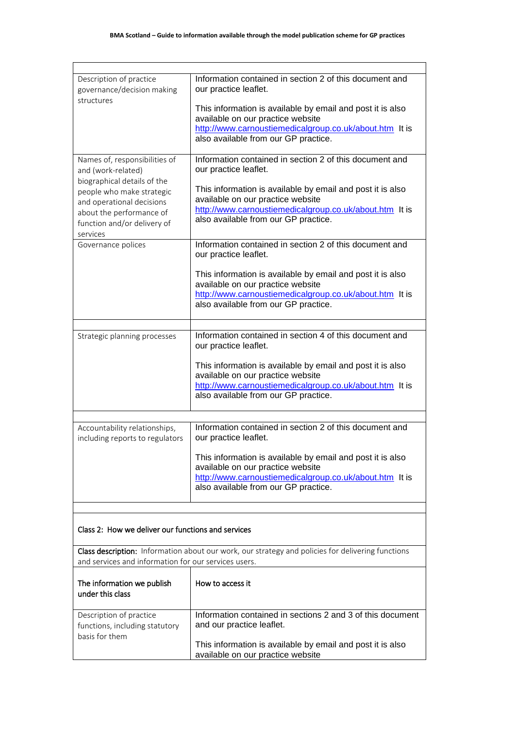| | |
|---|---|
| Description of practice governance/decision making structures | Information contained in section 2 of this document and our practice leaflet.<br><br>This information is available by email and post it is also available on our practice website http://www.carnoustiemedicalgroup.co.uk/about.htm It is also available from our GP practice. |
| Names of, responsibilities of and (work-related) biographical details of the people who make strategic and operational decisions about the performance of function and/or delivery of services | Information contained in section 2 of this document and our practice leaflet.<br><br>This information is available by email and post it is also available on our practice website http://www.carnoustiemedicalgroup.co.uk/about.htm It is also available from our GP practice. |
| Governance polices | Information contained in section 2 of this document and our practice leaflet.<br><br>This information is available by email and post it is also available on our practice website http://www.carnoustiemedicalgroup.co.uk/about.htm It is also available from our GP practice. |
| | |
| Strategic planning processes | Information contained in section 4 of this document and our practice leaflet.<br><br>This information is available by email and post it is also available on our practice website http://www.carnoustiemedicalgroup.co.uk/about.htm It is also available from our GP practice. |
| | |
| Accountability relationships, including reports to regulators | Information contained in section 2 of this document and our practice leaflet.<br><br>This information is available by email and post it is also available on our practice website http://www.carnoustiemedicalgroup.co.uk/about.htm It is also available from our GP practice. |

Class 2: How we deliver our functions and services

**Class description:** Information about our work, our strategy and policies for delivering functions and services and information for our services users.

| The information we publish under this class | How to access it |
|---|---|
| Description of practice functions, including statutory basis for them | Information contained in sections 2 and 3 of this document and our practice leaflet.<br><br>This information is available by email and post it is also available on our practice website |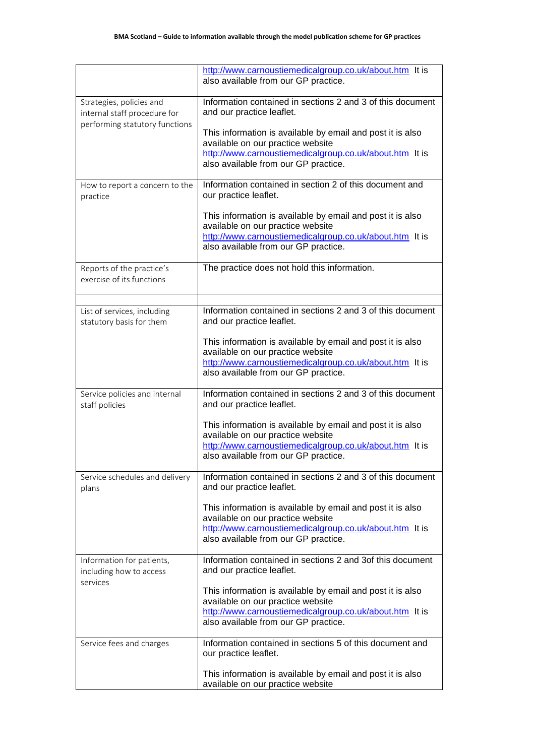| | |
|---|---|
| | http://www.carnoustiemedicalgroup.co.uk/about.htm It is also available from our GP practice. |
| Strategies, policies and internal staff procedure for performing statutory functions | Information contained in sections 2 and 3 of this document and our practice leaflet.<br><br>This information is available by email and post it is also available on our practice website http://www.carnoustiemedicalgroup.co.uk/about.htm It is also available from our GP practice. |
| How to report a concern to the practice | Information contained in section 2 of this document and our practice leaflet.<br><br>This information is available by email and post it is also available on our practice website http://www.carnoustiemedicalgroup.co.uk/about.htm It is also available from our GP practice. |
| Reports of the practice's exercise of its functions | The practice does not hold this information. |
| | |
| List of services, including statutory basis for them | Information contained in sections 2 and 3 of this document and our practice leaflet.<br><br>This information is available by email and post it is also available on our practice website http://www.carnoustiemedicalgroup.co.uk/about.htm It is also available from our GP practice. |
| Service policies and internal staff policies | Information contained in sections 2 and 3 of this document and our practice leaflet.<br><br>This information is available by email and post it is also available on our practice website http://www.carnoustiemedicalgroup.co.uk/about.htm It is also available from our GP practice. |
| Service schedules and delivery plans | Information contained in sections 2 and 3 of this document and our practice leaflet.<br><br>This information is available by email and post it is also available on our practice website http://www.carnoustiemedicalgroup.co.uk/about.htm It is also available from our GP practice. |
| Information for patients, including how to access services | Information contained in sections 2 and 3of this document and our practice leaflet.<br><br>This information is available by email and post it is also available on our practice website http://www.carnoustiemedicalgroup.co.uk/about.htm It is also available from our GP practice. |
| Service fees and charges | Information contained in sections 5 of this document and our practice leaflet.<br><br>This information is available by email and post it is also available on our practice website |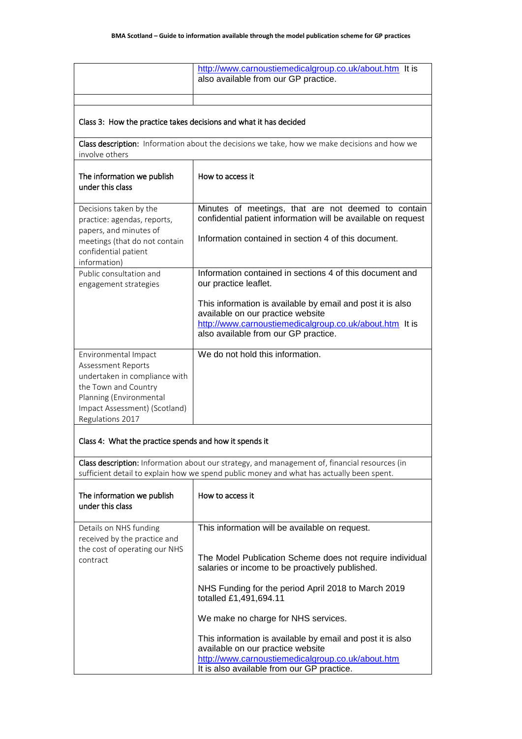| | http://www.carnoustiemedicalgroup.co.uk/about.htm It is also available from our GP practice. |
|---|---|
| | |

**Class 3: How the practice takes decisions and what it has decided**

**Class description:** Information about the decisions we take, how we make decisions and how we involve others

| The information we publish under this class | How to access it |
|---|---|
| Decisions taken by the practice: agendas, reports, papers, and minutes of meetings (that do not contain confidential patient information) | Minutes of meetings, that are not deemed to contain confidential patient information will be available on request<br><br>Information contained in section 4 of this document. |
| Public consultation and engagement strategies | Information contained in sections 4 of this document and our practice leaflet.<br><br>This information is available by email and post it is also available on our practice website http://www.carnoustiemedicalgroup.co.uk/about.htm It is also available from our GP practice. |
| Environmental Impact Assessment Reports undertaken in compliance with the Town and Country Planning (Environmental Impact Assessment) (Scotland) Regulations 2017 | We do not hold this information. |

**Class 4: What the practice spends and how it spends it**

**Class description:** Information about our strategy, and management of, financial resources (in sufficient detail to explain how we spend public money and what has actually been spent.

| The information we publish under this class | How to access it |
|---|---|
| Details on NHS funding received by the practice and the cost of operating our NHS contract | This information will be available on request.<br><br>The Model Publication Scheme does not require individual salaries or income to be proactively published.<br><br>NHS Funding for the period April 2018 to March 2019 totalled £1,491,694.11<br><br>We make no charge for NHS services.<br><br>This information is available by email and post it is also available on our practice website http://www.carnoustiemedicalgroup.co.uk/about.htm It is also available from our GP practice. |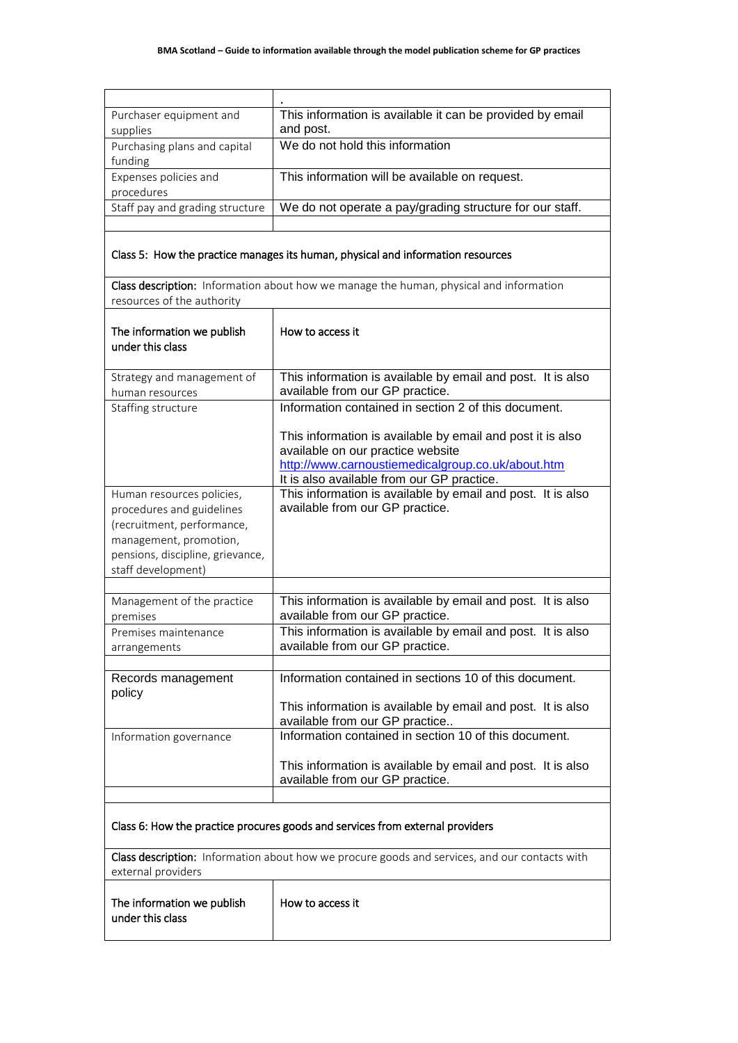| | . |
|---|---|
| Purchaser equipment and supplies | This information is available it can be provided by email and post. |
| Purchasing plans and capital funding | We do not hold this information |
| Expenses policies and procedures | This information will be available on request. |
| Staff pay and grading structure | We do not operate a pay/grading structure for our staff. |

## Class 5: How the practice manages its human, physical and information resources

**Class description:** Information about how we manage the human, physical and information resources of the authority

| The information we publish under this class | How to access it |
|---|---|
| Strategy and management of human resources | This information is available by email and post. It is also available from our GP practice. |
| Staffing structure | Information contained in section 2 of this document.<br><br>This information is available by email and post it is also available on our practice website http://www.carnoustiemedicalgroup.co.uk/about.htm<br>It is also available from our GP practice. |
| Human resources policies, procedures and guidelines (recruitment, performance, management, promotion, pensions, discipline, grievance, staff development) | This information is available by email and post. It is also available from our GP practice. |
| | |
| Management of the practice premises | This information is available by email and post. It is also available from our GP practice. |
| Premises maintenance arrangements | This information is available by email and post. It is also available from our GP practice. |
| | |
| Records management policy | Information contained in sections 10 of this document.<br><br>This information is available by email and post. It is also available from our GP practice.. |
| Information governance | Information contained in section 10 of this document.<br><br>This information is available by email and post. It is also available from our GP practice. |

## Class 6: How the practice procures goods and services from external providers

**Class description:** Information about how we procure goods and services, and our contacts with external providers

| The information we publish under this class | How to access it |
|---|---|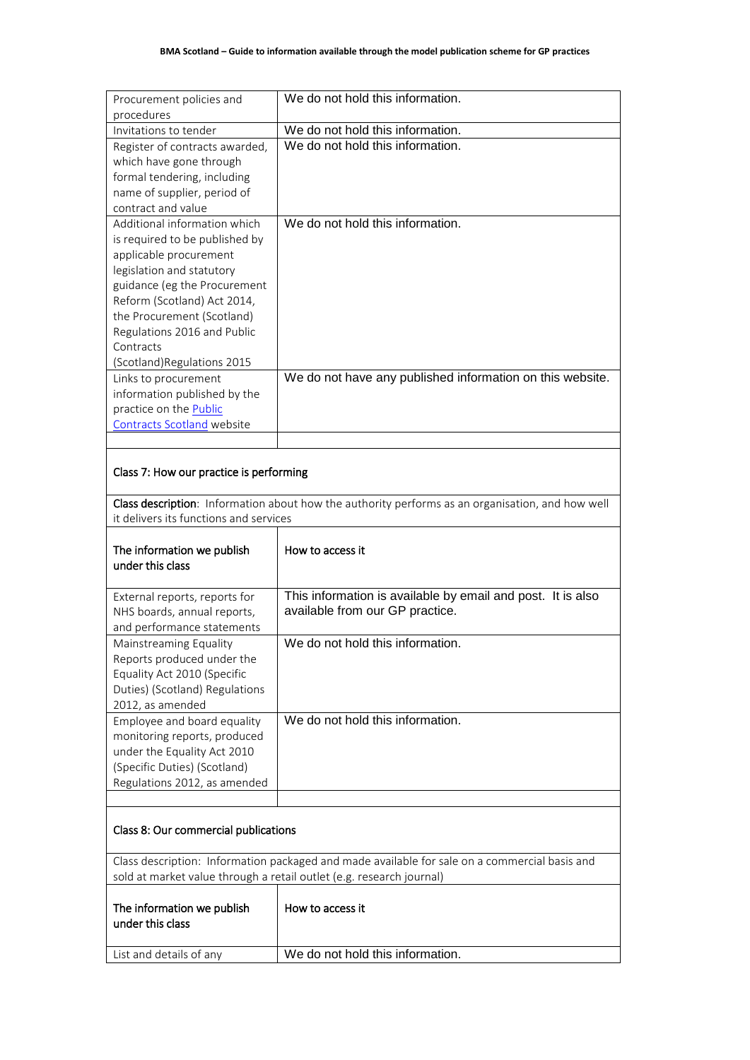| | |
|---|---|
| Procurement policies and procedures | We do not hold this information. |
| Invitations to tender | We do not hold this information. |
| Register of contracts awarded, which have gone through formal tendering, including name of supplier, period of contract and value | We do not hold this information. |
| Additional information which is required to be published by applicable procurement legislation and statutory guidance (eg the Procurement Reform (Scotland) Act 2014, the Procurement (Scotland) Regulations 2016 and Public Contracts (Scotland)Regulations 2015 | We do not hold this information. |
| Links to procurement information published by the practice on the Public Contracts Scotland website | We do not have any published information on this website. |
| | |

### Class 7: How our practice is performing

**Class description**: Information about how the authority performs as an organisation, and how well it delivers its functions and services

| The information we publish under this class | How to access it |
|---|---|
| External reports, reports for NHS boards, annual reports, and performance statements | This information is available by email and post. It is also available from our GP practice. |
| Mainstreaming Equality Reports produced under the Equality Act 2010 (Specific Duties) (Scotland) Regulations 2012, as amended | We do not hold this information. |
| Employee and board equality monitoring reports, produced under the Equality Act 2010 (Specific Duties) (Scotland) Regulations 2012, as amended | We do not hold this information. |
| | |

### Class 8: Our commercial publications

Class description: Information packaged and made available for sale on a commercial basis and sold at market value through a retail outlet (e.g. research journal)

| The information we publish under this class | How to access it |
|---|---|
| List and details of any | We do not hold this information. |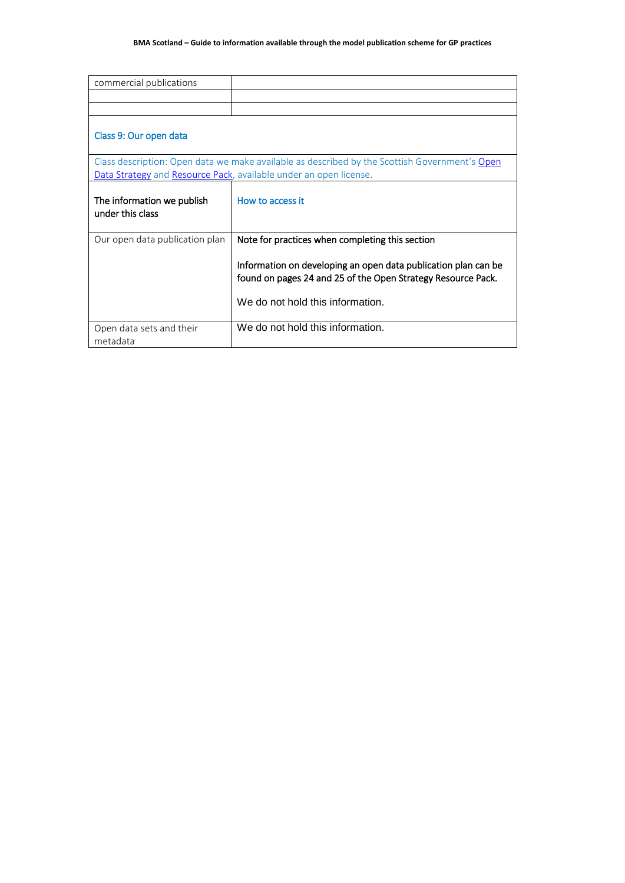| | |
|---|---|
| commercial publications | |
| | |
| | |

### Class 9: Our open data

Class description: Open data we make available as described by the Scottish Government's Open Data Strategy and Resource Pack, available under an open license.

| The information we publish under this class | How to access it |
|---|---|
| Our open data publication plan | Note for practices when completing this section<br><br>Information on developing an open data publication plan can be found on pages 24 and 25 of the Open Strategy Resource Pack.<br><br>We do not hold this information. |
| Open data sets and their metadata | We do not hold this information. |